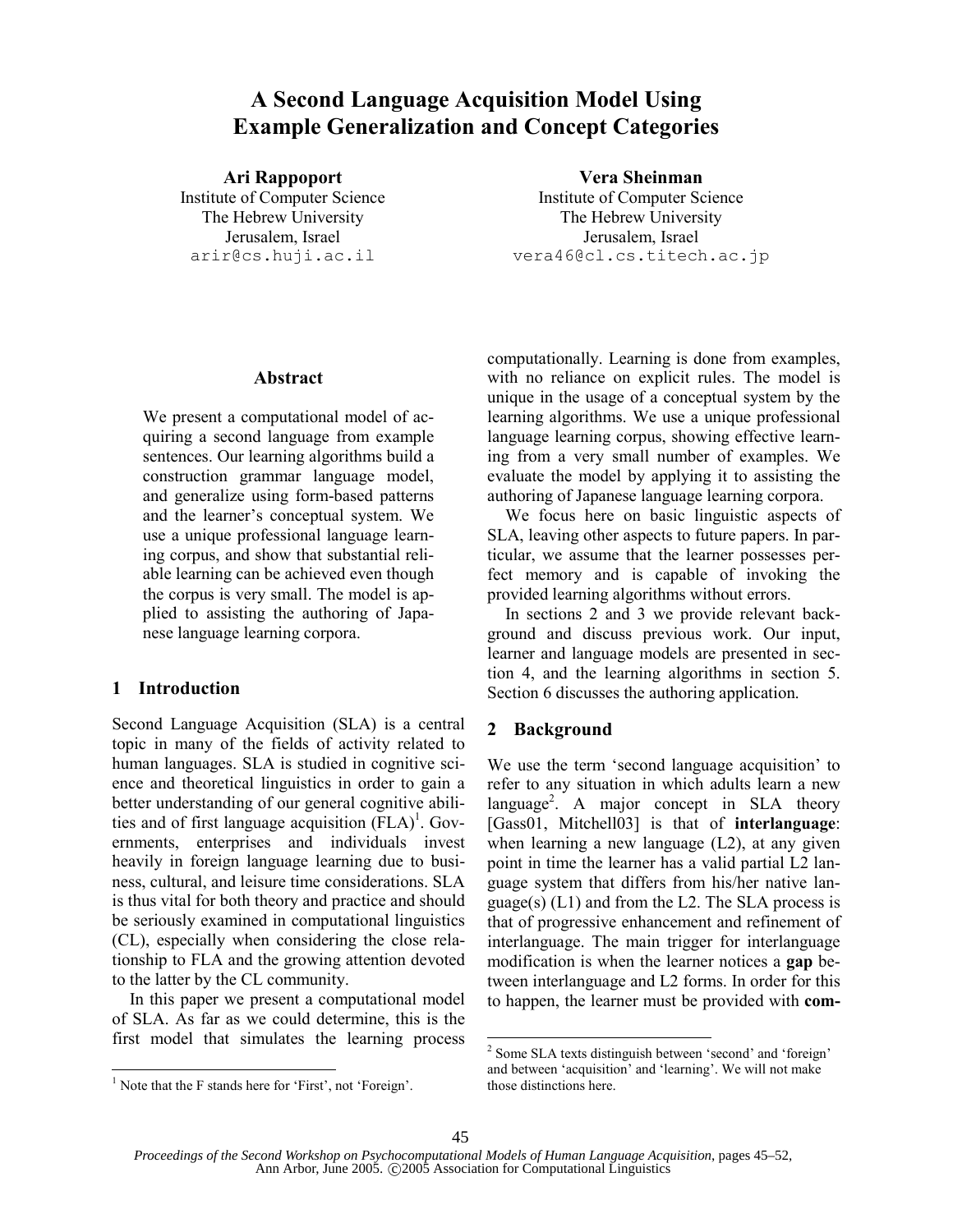# A Second Language Acquisition Model Using Example Generalization and Concept Categories

**Ari Rappoport**
Institute of Computer Science
The Hebrew University
Jerusalem, Israel
arir@cs.huji.ac.il

**Vera Sheinman**
Institute of Computer Science
The Hebrew University
Jerusalem, Israel
vera46@cl.cs.titech.ac.jp

## Abstract

We present a computational model of acquiring a second language from example sentences. Our learning algorithms build a construction grammar language model, and generalize using form-based patterns and the learner's conceptual system. We use a unique professional language learning corpus, and show that substantial reliable learning can be achieved even though the corpus is very small. The model is applied to assisting the authoring of Japanese language learning corpora.

## 1 Introduction

Second Language Acquisition (SLA) is a central topic in many of the fields of activity related to human languages. SLA is studied in cognitive science and theoretical linguistics in order to gain a better understanding of our general cognitive abilities and of first language acquisition (FLA)[1]. Governments, enterprises and individuals invest heavily in foreign language learning due to business, cultural, and leisure time considerations. SLA is thus vital for both theory and practice and should be seriously examined in computational linguistics (CL), especially when considering the close relationship to FLA and the growing attention devoted to the latter by the CL community.

In this paper we present a computational model of SLA. As far as we could determine, this is the first model that simulates the learning process computationally. Learning is done from examples, with no reliance on explicit rules. The model is unique in the usage of a conceptual system by the learning algorithms. We use a unique professional language learning corpus, showing effective learning from a very small number of examples. We evaluate the model by applying it to assisting the authoring of Japanese language learning corpora.

We focus here on basic linguistic aspects of SLA, leaving other aspects to future papers. In particular, we assume that the learner possesses perfect memory and is capable of invoking the provided learning algorithms without errors.

In sections 2 and 3 we provide relevant background and discuss previous work. Our input, learner and language models are presented in section 4, and the learning algorithms in section 5. Section 6 discusses the authoring application.

## 2 Background

We use the term 'second language acquisition' to refer to any situation in which adults learn a new language[2]. A major concept in SLA theory [Gass01, Mitchell03] is that of **interlanguage**: when learning a new language (L2), at any given point in time the learner has a valid partial L2 language system that differs from his/her native language(s) (L1) and from the L2. The SLA process is that of progressive enhancement and refinement of interlanguage. The main trigger for interlanguage modification is when the learner notices a **gap** between interlanguage and L2 forms. In order for this to happen, the learner must be provided with **com-**

[1] Note that the F stands here for 'First', not 'Foreign'.

[2] Some SLA texts distinguish between 'second' and 'foreign' and between 'acquisition' and 'learning'. We will not make those distinctions here.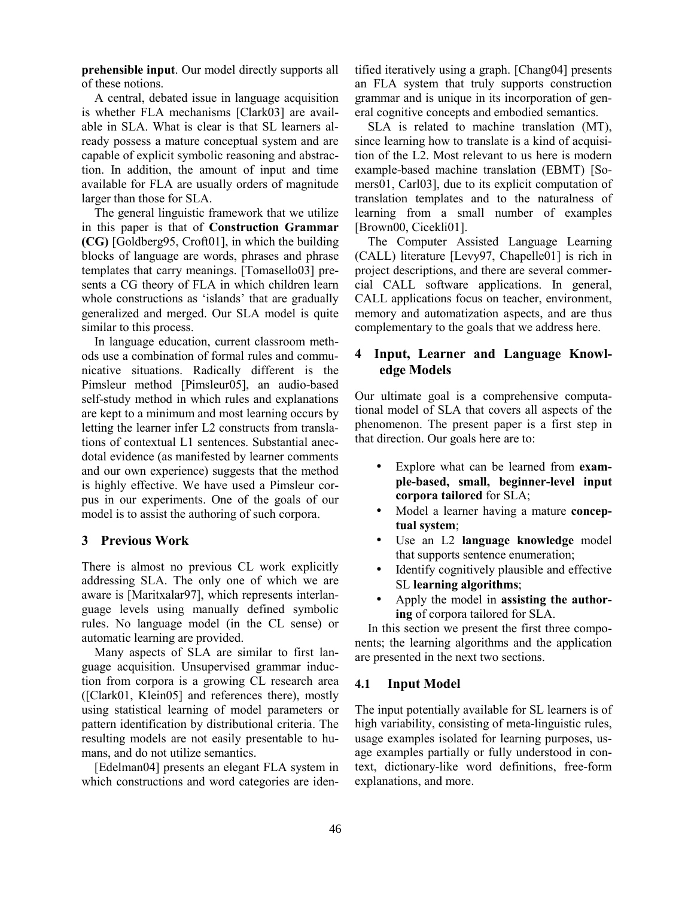**prehensible input**. Our model directly supports all of these notions.

A central, debated issue in language acquisition is whether FLA mechanisms [Clark03] are available in SLA. What is clear is that SL learners already possess a mature conceptual system and are capable of explicit symbolic reasoning and abstraction. In addition, the amount of input and time available for FLA are usually orders of magnitude larger than those for SLA.

The general linguistic framework that we utilize in this paper is that of **Construction Grammar (CG)** [Goldberg95, Croft01], in which the building blocks of language are words, phrases and phrase templates that carry meanings. [Tomasello03] presents a CG theory of FLA in which children learn whole constructions as 'islands' that are gradually generalized and merged. Our SLA model is quite similar to this process.

In language education, current classroom methods use a combination of formal rules and communicative situations. Radically different is the Pimsleur method [Pimsleur05], an audio-based self-study method in which rules and explanations are kept to a minimum and most learning occurs by letting the learner infer L2 constructs from translations of contextual L1 sentences. Substantial anecdotal evidence (as manifested by learner comments and our own experience) suggests that the method is highly effective. We have used a Pimsleur corpus in our experiments. One of the goals of our model is to assist the authoring of such corpora.

## 3 Previous Work

There is almost no previous CL work explicitly addressing SLA. The only one of which we are aware is [Maritxalar97], which represents interlanguage levels using manually defined symbolic rules. No language model (in the CL sense) or automatic learning are provided.

Many aspects of SLA are similar to first language acquisition. Unsupervised grammar induction from corpora is a growing CL research area ([Clark01, Klein05] and references there), mostly using statistical learning of model parameters or pattern identification by distributional criteria. The resulting models are not easily presentable to humans, and do not utilize semantics.

[Edelman04] presents an elegant FLA system in which constructions and word categories are identified iteratively using a graph. [Chang04] presents an FLA system that truly supports construction grammar and is unique in its incorporation of general cognitive concepts and embodied semantics.

SLA is related to machine translation (MT), since learning how to translate is a kind of acquisition of the L2. Most relevant to us here is modern example-based machine translation (EBMT) [Somers01, Carl03], due to its explicit computation of translation templates and to the naturalness of learning from a small number of examples [Brown00, Cicekli01].

The Computer Assisted Language Learning (CALL) literature [Levy97, Chapelle01] is rich in project descriptions, and there are several commercial CALL software applications. In general, CALL applications focus on teacher, environment, memory and automatization aspects, and are thus complementary to the goals that we address here.

## 4 Input, Learner and Language Knowledge Models

Our ultimate goal is a comprehensive computational model of SLA that covers all aspects of the phenomenon. The present paper is a first step in that direction. Our goals here are to:

- Explore what can be learned from **example-based, small, beginner-level input corpora tailored** for SLA;
- Model a learner having a mature **conceptual system**;
- Use an L2 **language knowledge** model that supports sentence enumeration;
- Identify cognitively plausible and effective SL **learning algorithms**;
- Apply the model in **assisting the authoring** of corpora tailored for SLA.

In this section we present the first three components; the learning algorithms and the application are presented in the next two sections.

### 4.1 Input Model

The input potentially available for SL learners is of high variability, consisting of meta-linguistic rules, usage examples isolated for learning purposes, usage examples partially or fully understood in context, dictionary-like word definitions, free-form explanations, and more.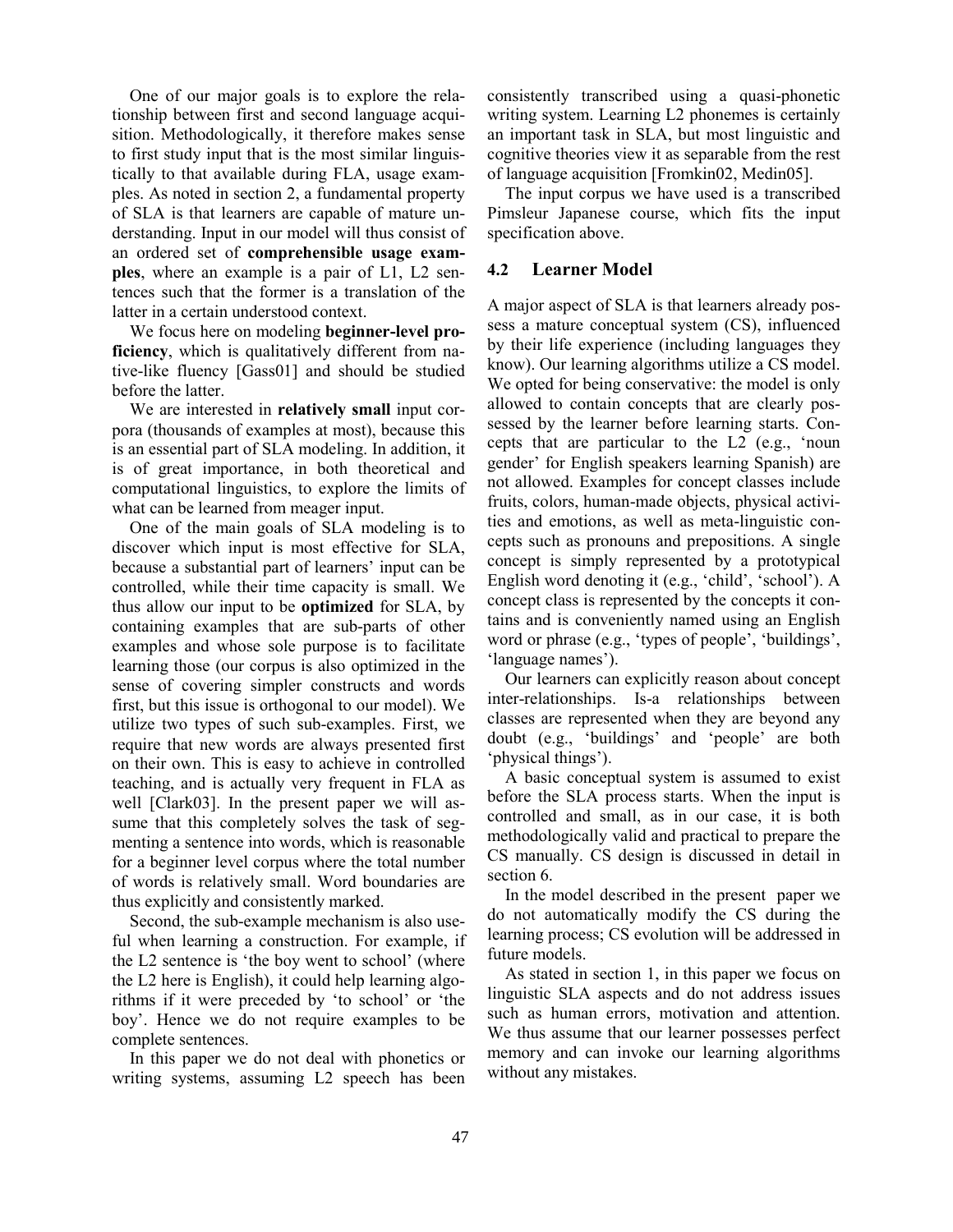One of our major goals is to explore the relationship between first and second language acquisition. Methodologically, it therefore makes sense to first study input that is the most similar linguistically to that available during FLA, usage examples. As noted in section 2, a fundamental property of SLA is that learners are capable of mature understanding. Input in our model will thus consist of an ordered set of **comprehensible usage examples**, where an example is a pair of L1, L2 sentences such that the former is a translation of the latter in a certain understood context.

We focus here on modeling **beginner-level proficiency**, which is qualitatively different from native-like fluency [Gass01] and should be studied before the latter.

We are interested in **relatively small** input corpora (thousands of examples at most), because this is an essential part of SLA modeling. In addition, it is of great importance, in both theoretical and computational linguistics, to explore the limits of what can be learned from meager input.

One of the main goals of SLA modeling is to discover which input is most effective for SLA, because a substantial part of learners' input can be controlled, while their time capacity is small. We thus allow our input to be **optimized** for SLA, by containing examples that are sub-parts of other examples and whose sole purpose is to facilitate learning those (our corpus is also optimized in the sense of covering simpler constructs and words first, but this issue is orthogonal to our model). We utilize two types of such sub-examples. First, we require that new words are always presented first on their own. This is easy to achieve in controlled teaching, and is actually very frequent in FLA as well [Clark03]. In the present paper we will assume that this completely solves the task of segmenting a sentence into words, which is reasonable for a beginner level corpus where the total number of words is relatively small. Word boundaries are thus explicitly and consistently marked.

Second, the sub-example mechanism is also useful when learning a construction. For example, if the L2 sentence is 'the boy went to school' (where the L2 here is English), it could help learning algorithms if it were preceded by 'to school' or 'the boy'. Hence we do not require examples to be complete sentences.

In this paper we do not deal with phonetics or writing systems, assuming L2 speech has been consistently transcribed using a quasi-phonetic writing system. Learning L2 phonemes is certainly an important task in SLA, but most linguistic and cognitive theories view it as separable from the rest of language acquisition [Fromkin02, Medin05].

The input corpus we have used is a transcribed Pimsleur Japanese course, which fits the input specification above.

## 4.2 Learner Model

A major aspect of SLA is that learners already possess a mature conceptual system (CS), influenced by their life experience (including languages they know). Our learning algorithms utilize a CS model. We opted for being conservative: the model is only allowed to contain concepts that are clearly possessed by the learner before learning starts. Concepts that are particular to the L2 (e.g., 'noun gender' for English speakers learning Spanish) are not allowed. Examples for concept classes include fruits, colors, human-made objects, physical activities and emotions, as well as meta-linguistic concepts such as pronouns and prepositions. A single concept is simply represented by a prototypical English word denoting it (e.g., 'child', 'school'). A concept class is represented by the concepts it contains and is conveniently named using an English word or phrase (e.g., 'types of people', 'buildings', 'language names').

Our learners can explicitly reason about concept inter-relationships. Is-a relationships between classes are represented when they are beyond any doubt (e.g., 'buildings' and 'people' are both 'physical things').

A basic conceptual system is assumed to exist before the SLA process starts. When the input is controlled and small, as in our case, it is both methodologically valid and practical to prepare the CS manually. CS design is discussed in detail in section 6.

In the model described in the present paper we do not automatically modify the CS during the learning process; CS evolution will be addressed in future models.

As stated in section 1, in this paper we focus on linguistic SLA aspects and do not address issues such as human errors, motivation and attention. We thus assume that our learner possesses perfect memory and can invoke our learning algorithms without any mistakes.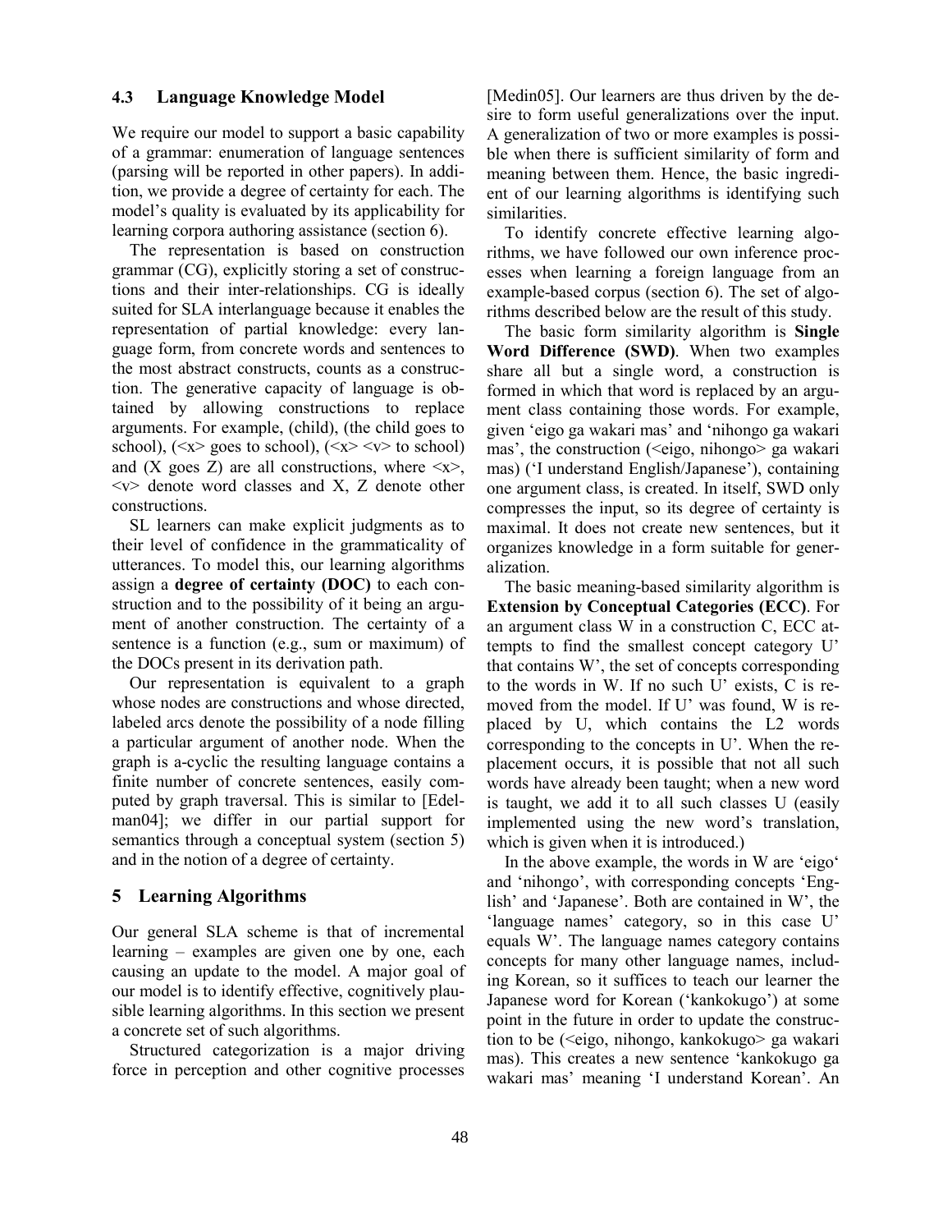### 4.3 Language Knowledge Model

We require our model to support a basic capability of a grammar: enumeration of language sentences (parsing will be reported in other papers). In addition, we provide a degree of certainty for each. The model's quality is evaluated by its applicability for learning corpora authoring assistance (section 6).

The representation is based on construction grammar (CG), explicitly storing a set of constructions and their inter-relationships. CG is ideally suited for SLA interlanguage because it enables the representation of partial knowledge: every language form, from concrete words and sentences to the most abstract constructs, counts as a construction. The generative capacity of language is obtained by allowing constructions to replace arguments. For example, (child), (the child goes to school), (<x> goes to school), (<x> <v> to school) and (X goes Z) are all constructions, where <x>, <v> denote word classes and X, Z denote other constructions.

SL learners can make explicit judgments as to their level of confidence in the grammaticality of utterances. To model this, our learning algorithms assign a **degree of certainty (DOC)** to each construction and to the possibility of it being an argument of another construction. The certainty of a sentence is a function (e.g., sum or maximum) of the DOCs present in its derivation path.

Our representation is equivalent to a graph whose nodes are constructions and whose directed, labeled arcs denote the possibility of a node filling a particular argument of another node. When the graph is a-cyclic the resulting language contains a finite number of concrete sentences, easily computed by graph traversal. This is similar to [Edelman04]; we differ in our partial support for semantics through a conceptual system (section 5) and in the notion of a degree of certainty.

## 5 Learning Algorithms

Our general SLA scheme is that of incremental learning – examples are given one by one, each causing an update to the model. A major goal of our model is to identify effective, cognitively plausible learning algorithms. In this section we present a concrete set of such algorithms.

Structured categorization is a major driving force in perception and other cognitive processes [Medin05]. Our learners are thus driven by the desire to form useful generalizations over the input. A generalization of two or more examples is possible when there is sufficient similarity of form and meaning between them. Hence, the basic ingredient of our learning algorithms is identifying such similarities.

To identify concrete effective learning algorithms, we have followed our own inference processes when learning a foreign language from an example-based corpus (section 6). The set of algorithms described below are the result of this study.

The basic form similarity algorithm is **Single Word Difference (SWD)**. When two examples share all but a single word, a construction is formed in which that word is replaced by an argument class containing those words. For example, given 'eigo ga wakari mas' and 'nihongo ga wakari mas', the construction (<eigo, nihongo> ga wakari mas) ('I understand English/Japanese'), containing one argument class, is created. In itself, SWD only compresses the input, so its degree of certainty is maximal. It does not create new sentences, but it organizes knowledge in a form suitable for generalization.

The basic meaning-based similarity algorithm is **Extension by Conceptual Categories (ECC)**. For an argument class W in a construction C, ECC attempts to find the smallest concept category U' that contains W', the set of concepts corresponding to the words in W. If no such U' exists, C is removed from the model. If U' was found, W is replaced by U, which contains the L2 words corresponding to the concepts in U'. When the replacement occurs, it is possible that not all such words have already been taught; when a new word is taught, we add it to all such classes U (easily implemented using the new word's translation, which is given when it is introduced.)

In the above example, the words in W are 'eigo' and 'nihongo', with corresponding concepts 'English' and 'Japanese'. Both are contained in W', the 'language names' category, so in this case U' equals W'. The language names category contains concepts for many other language names, including Korean, so it suffices to teach our learner the Japanese word for Korean ('kankokugo') at some point in the future in order to update the construction to be (<eigo, nihongo, kankokugo> ga wakari mas). This creates a new sentence 'kankokugo ga wakari mas' meaning 'I understand Korean'. An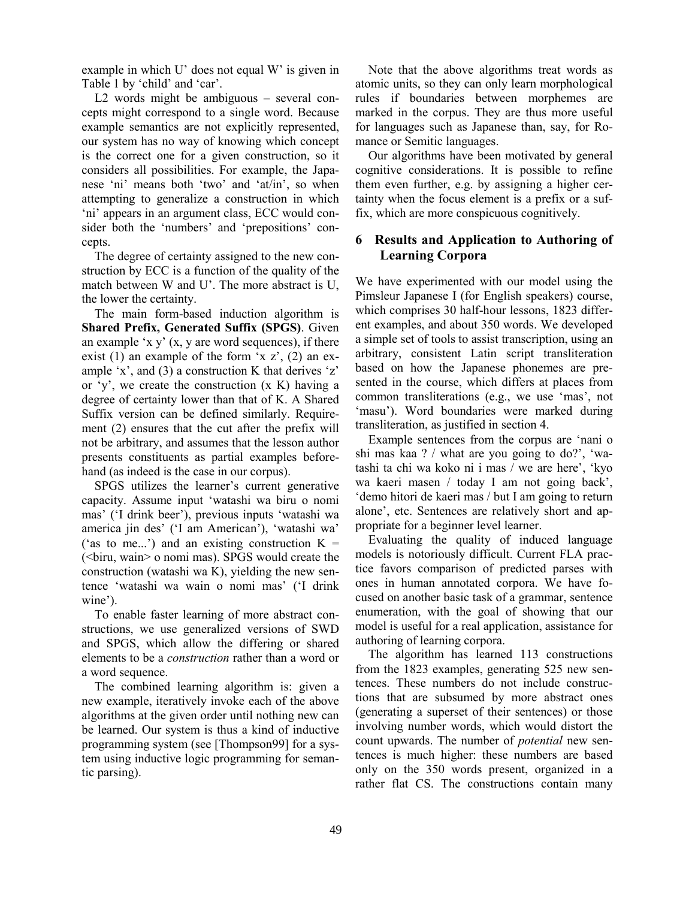example in which U' does not equal W' is given in Table 1 by 'child' and 'car'.

L2 words might be ambiguous – several concepts might correspond to a single word. Because example semantics are not explicitly represented, our system has no way of knowing which concept is the correct one for a given construction, so it considers all possibilities. For example, the Japanese 'ni' means both 'two' and 'at/in', so when attempting to generalize a construction in which 'ni' appears in an argument class, ECC would consider both the 'numbers' and 'prepositions' concepts.

The degree of certainty assigned to the new construction by ECC is a function of the quality of the match between W and U'. The more abstract is U, the lower the certainty.

The main form-based induction algorithm is **Shared Prefix, Generated Suffix (SPGS)**. Given an example 'x y' (x, y are word sequences), if there exist (1) an example of the form 'x z', (2) an example 'x', and (3) a construction K that derives 'z' or 'y', we create the construction (x K) having a degree of certainty lower than that of K. A Shared Suffix version can be defined similarly. Requirement (2) ensures that the cut after the prefix will not be arbitrary, and assumes that the lesson author presents constituents as partial examples beforehand (as indeed is the case in our corpus).

SPGS utilizes the learner's current generative capacity. Assume input 'watashi wa biru o nomi mas' ('I drink beer'), previous inputs 'watashi wa america jin des' ('I am American'), 'watashi wa' ('as to me...') and an existing construction K = (<biru, wain> o nomi mas). SPGS would create the construction (watashi wa K), yielding the new sentence 'watashi wa wain o nomi mas' ('I drink wine').

To enable faster learning of more abstract constructions, we use generalized versions of SWD and SPGS, which allow the differing or shared elements to be a *construction* rather than a word or a word sequence.

The combined learning algorithm is: given a new example, iteratively invoke each of the above algorithms at the given order until nothing new can be learned. Our system is thus a kind of inductive programming system (see [Thompson99] for a system using inductive logic programming for semantic parsing).

Note that the above algorithms treat words as atomic units, so they can only learn morphological rules if boundaries between morphemes are marked in the corpus. They are thus more useful for languages such as Japanese than, say, for Romance or Semitic languages.

Our algorithms have been motivated by general cognitive considerations. It is possible to refine them even further, e.g. by assigning a higher certainty when the focus element is a prefix or a suffix, which are more conspicuous cognitively.

## 6 Results and Application to Authoring of Learning Corpora

We have experimented with our model using the Pimsleur Japanese I (for English speakers) course, which comprises 30 half-hour lessons, 1823 different examples, and about 350 words. We developed a simple set of tools to assist transcription, using an arbitrary, consistent Latin script transliteration based on how the Japanese phonemes are presented in the course, which differs at places from common transliterations (e.g., we use 'mas', not 'masu'). Word boundaries were marked during transliteration, as justified in section 4.

Example sentences from the corpus are 'nani o shi mas kaa ? / what are you going to do?', 'watashi ta chi wa koko ni i mas / we are here', 'kyo wa kaeri masen / today I am not going back', 'demo hitori de kaeri mas / but I am going to return alone', etc. Sentences are relatively short and appropriate for a beginner level learner.

Evaluating the quality of induced language models is notoriously difficult. Current FLA practice favors comparison of predicted parses with ones in human annotated corpora. We have focused on another basic task of a grammar, sentence enumeration, with the goal of showing that our model is useful for a real application, assistance for authoring of learning corpora.

The algorithm has learned 113 constructions from the 1823 examples, generating 525 new sentences. These numbers do not include constructions that are subsumed by more abstract ones (generating a superset of their sentences) or those involving number words, which would distort the count upwards. The number of *potential* new sentences is much higher: these numbers are based only on the 350 words present, organized in a rather flat CS. The constructions contain many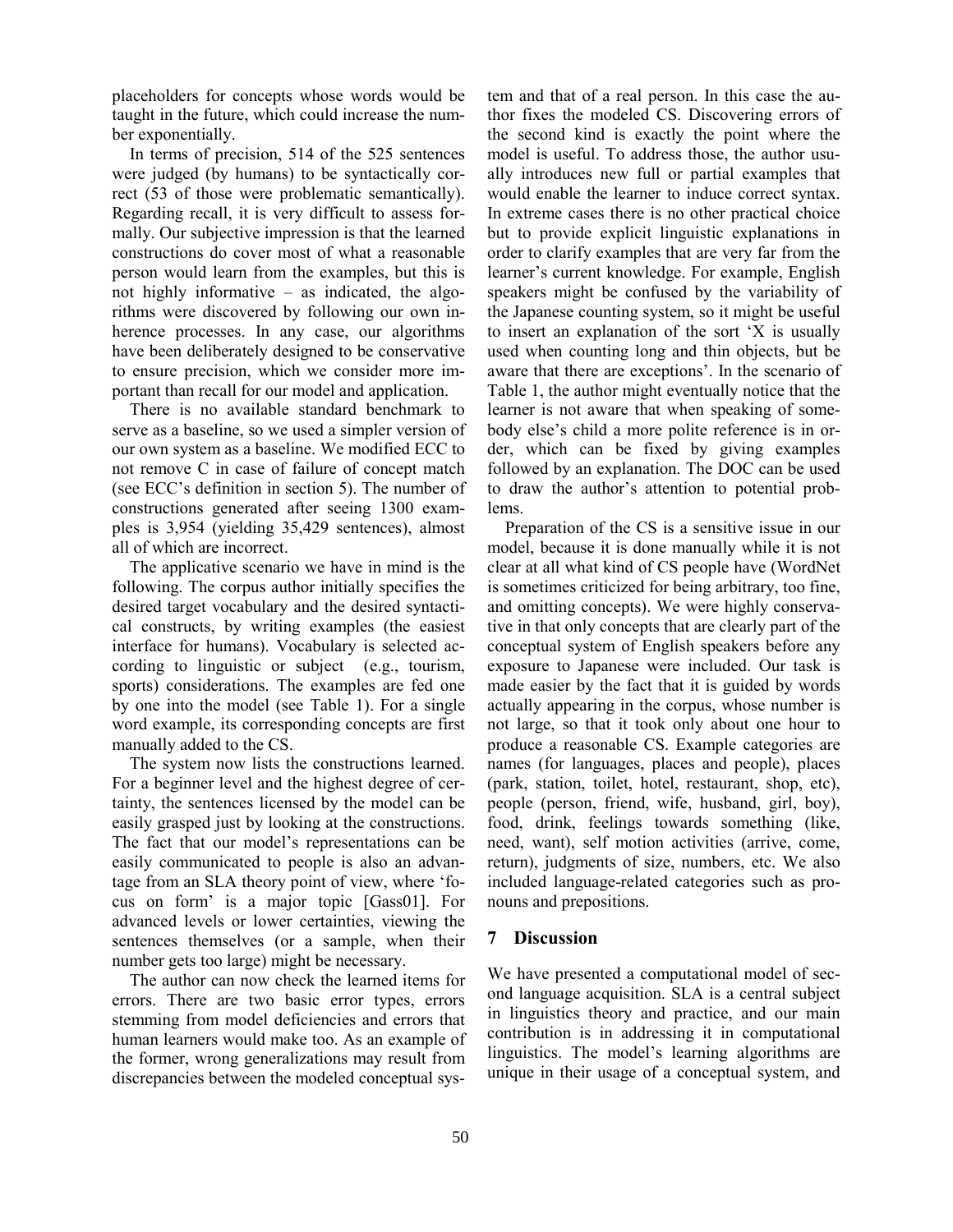placeholders for concepts whose words would be taught in the future, which could increase the number exponentially.

In terms of precision, 514 of the 525 sentences were judged (by humans) to be syntactically correct (53 of those were problematic semantically). Regarding recall, it is very difficult to assess formally. Our subjective impression is that the learned constructions do cover most of what a reasonable person would learn from the examples, but this is not highly informative – as indicated, the algorithms were discovered by following our own inherence processes. In any case, our algorithms have been deliberately designed to be conservative to ensure precision, which we consider more important than recall for our model and application.

There is no available standard benchmark to serve as a baseline, so we used a simpler version of our own system as a baseline. We modified ECC to not remove C in case of failure of concept match (see ECC's definition in section 5). The number of constructions generated after seeing 1300 examples is 3,954 (yielding 35,429 sentences), almost all of which are incorrect.

The applicative scenario we have in mind is the following. The corpus author initially specifies the desired target vocabulary and the desired syntactical constructs, by writing examples (the easiest interface for humans). Vocabulary is selected according to linguistic or subject (e.g., tourism, sports) considerations. The examples are fed one by one into the model (see Table 1). For a single word example, its corresponding concepts are first manually added to the CS.

The system now lists the constructions learned. For a beginner level and the highest degree of certainty, the sentences licensed by the model can be easily grasped just by looking at the constructions. The fact that our model's representations can be easily communicated to people is also an advantage from an SLA theory point of view, where 'focus on form' is a major topic [Gass01]. For advanced levels or lower certainties, viewing the sentences themselves (or a sample, when their number gets too large) might be necessary.

The author can now check the learned items for errors. There are two basic error types, errors stemming from model deficiencies and errors that human learners would make too. As an example of the former, wrong generalizations may result from discrepancies between the modeled conceptual system and that of a real person. In this case the author fixes the modeled CS. Discovering errors of the second kind is exactly the point where the model is useful. To address those, the author usually introduces new full or partial examples that would enable the learner to induce correct syntax. In extreme cases there is no other practical choice but to provide explicit linguistic explanations in order to clarify examples that are very far from the learner's current knowledge. For example, English speakers might be confused by the variability of the Japanese counting system, so it might be useful to insert an explanation of the sort 'X is usually used when counting long and thin objects, but be aware that there are exceptions'. In the scenario of Table 1, the author might eventually notice that the learner is not aware that when speaking of somebody else's child a more polite reference is in order, which can be fixed by giving examples followed by an explanation. The DOC can be used to draw the author's attention to potential problems.

Preparation of the CS is a sensitive issue in our model, because it is done manually while it is not clear at all what kind of CS people have (WordNet is sometimes criticized for being arbitrary, too fine, and omitting concepts). We were highly conservative in that only concepts that are clearly part of the conceptual system of English speakers before any exposure to Japanese were included. Our task is made easier by the fact that it is guided by words actually appearing in the corpus, whose number is not large, so that it took only about one hour to produce a reasonable CS. Example categories are names (for languages, places and people), places (park, station, toilet, hotel, restaurant, shop, etc), people (person, friend, wife, husband, girl, boy), food, drink, feelings towards something (like, need, want), self motion activities (arrive, come, return), judgments of size, numbers, etc. We also included language-related categories such as pronouns and prepositions.

## 7 Discussion

We have presented a computational model of second language acquisition. SLA is a central subject in linguistics theory and practice, and our main contribution is in addressing it in computational linguistics. The model's learning algorithms are unique in their usage of a conceptual system, and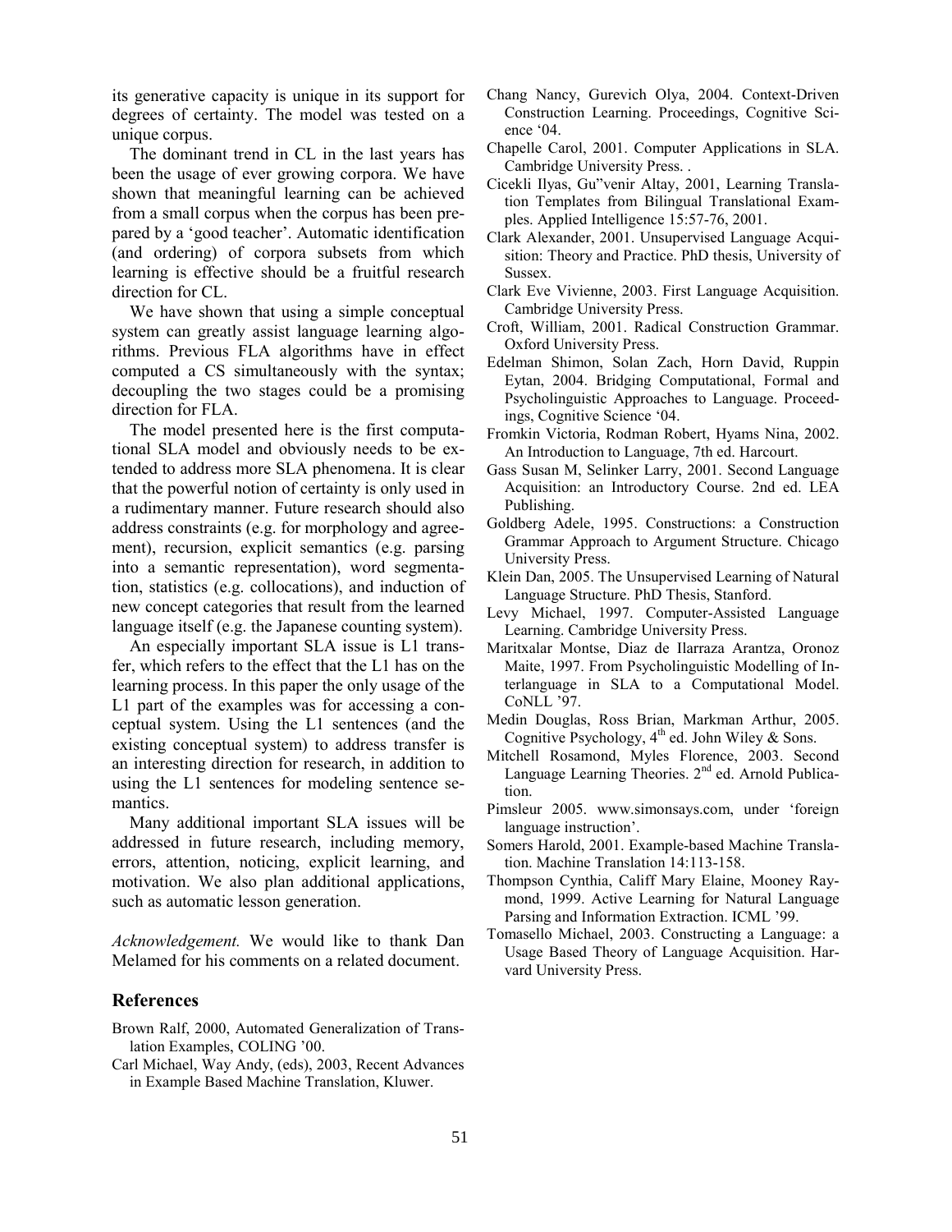its generative capacity is unique in its support for degrees of certainty. The model was tested on a unique corpus.

The dominant trend in CL in the last years has been the usage of ever growing corpora. We have shown that meaningful learning can be achieved from a small corpus when the corpus has been prepared by a 'good teacher'. Automatic identification (and ordering) of corpora subsets from which learning is effective should be a fruitful research direction for CL.

We have shown that using a simple conceptual system can greatly assist language learning algorithms. Previous FLA algorithms have in effect computed a CS simultaneously with the syntax; decoupling the two stages could be a promising direction for FLA.

The model presented here is the first computational SLA model and obviously needs to be extended to address more SLA phenomena. It is clear that the powerful notion of certainty is only used in a rudimentary manner. Future research should also address constraints (e.g. for morphology and agreement), recursion, explicit semantics (e.g. parsing into a semantic representation), word segmentation, statistics (e.g. collocations), and induction of new concept categories that result from the learned language itself (e.g. the Japanese counting system).

An especially important SLA issue is L1 transfer, which refers to the effect that the L1 has on the learning process. In this paper the only usage of the L1 part of the examples was for accessing a conceptual system. Using the L1 sentences (and the existing conceptual system) to address transfer is an interesting direction for research, in addition to using the L1 sentences for modeling sentence semantics.

Many additional important SLA issues will be addressed in future research, including memory, errors, attention, noticing, explicit learning, and motivation. We also plan additional applications, such as automatic lesson generation.

*Acknowledgement.* We would like to thank Dan Melamed for his comments on a related document.

## References

Brown Ralf, 2000, Automated Generalization of Translation Examples, COLING '00.

Carl Michael, Way Andy, (eds), 2003, Recent Advances in Example Based Machine Translation, Kluwer.

Chang Nancy, Gurevich Olya, 2004. Context-Driven Construction Learning. Proceedings, Cognitive Science '04.

Chapelle Carol, 2001. Computer Applications in SLA. Cambridge University Press. .

Cicekli Ilyas, Gu"venir Altay, 2001, Learning Translation Templates from Bilingual Translational Examples. Applied Intelligence 15:57-76, 2001.

Clark Alexander, 2001. Unsupervised Language Acquisition: Theory and Practice. PhD thesis, University of Sussex.

Clark Eve Vivienne, 2003. First Language Acquisition. Cambridge University Press.

Croft, William, 2001. Radical Construction Grammar. Oxford University Press.

Edelman Shimon, Solan Zach, Horn David, Ruppin Eytan, 2004. Bridging Computational, Formal and Psycholinguistic Approaches to Language. Proceedings, Cognitive Science '04.

Fromkin Victoria, Rodman Robert, Hyams Nina, 2002. An Introduction to Language, 7th ed. Harcourt.

Gass Susan M, Selinker Larry, 2001. Second Language Acquisition: an Introductory Course. 2nd ed. LEA Publishing.

Goldberg Adele, 1995. Constructions: a Construction Grammar Approach to Argument Structure. Chicago University Press.

Klein Dan, 2005. The Unsupervised Learning of Natural Language Structure. PhD Thesis, Stanford.

Levy Michael, 1997. Computer-Assisted Language Learning. Cambridge University Press.

Maritxalar Montse, Diaz de Ilarraza Arantza, Oronoz Maite, 1997. From Psycholinguistic Modelling of Interlanguage in SLA to a Computational Model. CoNLL '97.

Medin Douglas, Ross Brian, Markman Arthur, 2005. Cognitive Psychology, 4th ed. John Wiley & Sons.

Mitchell Rosamond, Myles Florence, 2003. Second Language Learning Theories. 2nd ed. Arnold Publication.

Pimsleur 2005. www.simonsays.com, under 'foreign language instruction'.

Somers Harold, 2001. Example-based Machine Translation. Machine Translation 14:113-158.

Thompson Cynthia, Califf Mary Elaine, Mooney Raymond, 1999. Active Learning for Natural Language Parsing and Information Extraction. ICML '99.

Tomasello Michael, 2003. Constructing a Language: a Usage Based Theory of Language Acquisition. Harvard University Press.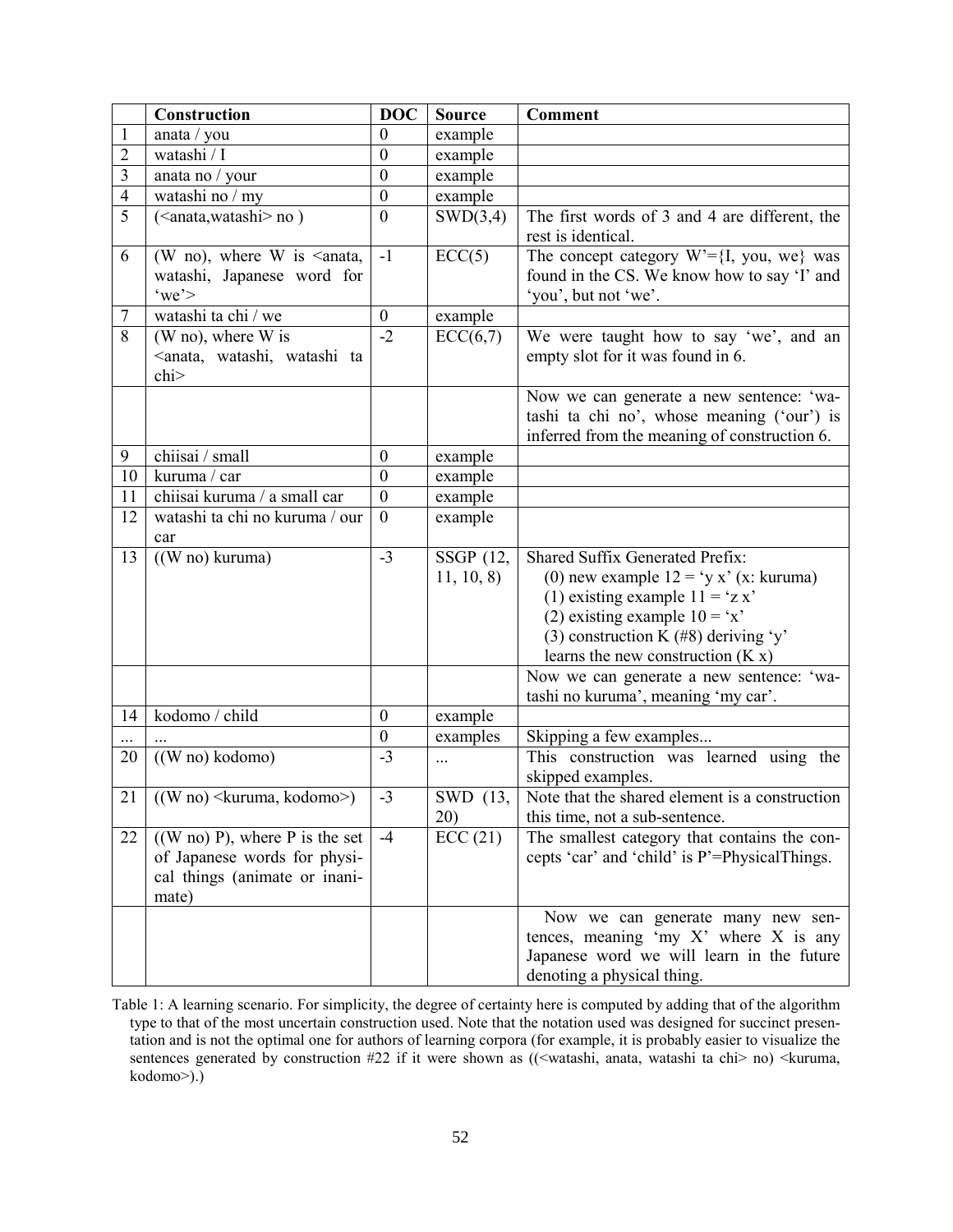| | Construction | DOC | Source | Comment |
|---|---|---|---|---|
| 1 | anata / you | 0 | example | |
| 2 | watashi / I | 0 | example | |
| 3 | anata no / your | 0 | example | |
| 4 | watashi no / my | 0 | example | |
| 5 | (<anata,watashi> no ) | 0 | SWD(3,4) | The first words of 3 and 4 are different, the rest is identical. |
| 6 | (W no), where W is <anata, watashi, Japanese word for 'we'> | -1 | ECC(5) | The concept category W'={I, you, we} was found in the CS. We know how to say 'I' and 'you', but not 'we'. |
| 7 | watashi ta chi / we | 0 | example | |
| 8 | (W no), where W is <anata, watashi, watashi ta chi> | -2 | ECC(6,7) | We were taught how to say 'we', and an empty slot for it was found in 6. |
| | | | | Now we can generate a new sentence: 'watashi ta chi no', whose meaning ('our') is inferred from the meaning of construction 6. |
| 9 | chiisai / small | 0 | example | |
| 10 | kuruma / car | 0 | example | |
| 11 | chiisai kuruma / a small car | 0 | example | |
| 12 | watashi ta chi no kuruma / our car | 0 | example | |
| 13 | ((W no) kuruma) | -3 | SSGP (12, 11, 10, 8) | Shared Suffix Generated Prefix: (0) new example 12 = 'y x' (x: kuruma) (1) existing example 11 = 'z x' (2) existing example 10 = 'x' (3) construction K (#8) deriving 'y' learns the new construction (K x) |
| | | | | Now we can generate a new sentence: 'watashi no kuruma', meaning 'my car'. |
| 14 | kodomo / child | 0 | example | |
| ... | ... | 0 | examples | Skipping a few examples... |
| 20 | ((W no) kodomo) | -3 | ... | This construction was learned using the skipped examples. |
| 21 | ((W no) <kuruma, kodomo>) | -3 | SWD (13, 20) | Note that the shared element is a construction this time, not a sub-sentence. |
| 22 | ((W no) P), where P is the set of Japanese words for physical things (animate or inanimate) | -4 | ECC (21) | The smallest category that contains the concepts 'car' and 'child' is P'=PhysicalThings. |
| | | | | Now we can generate many new sentences, meaning 'my X' where X is any Japanese word we will learn in the future denoting a physical thing. |

Table 1: A learning scenario. For simplicity, the degree of certainty here is computed by adding that of the algorithm type to that of the most uncertain construction used. Note that the notation used was designed for succinct presentation and is not the optimal one for authors of learning corpora (for example, it is probably easier to visualize the sentences generated by construction #22 if it were shown as ((<watashi, anata, watashi ta chi> no) <kuruma, kodomo>).)